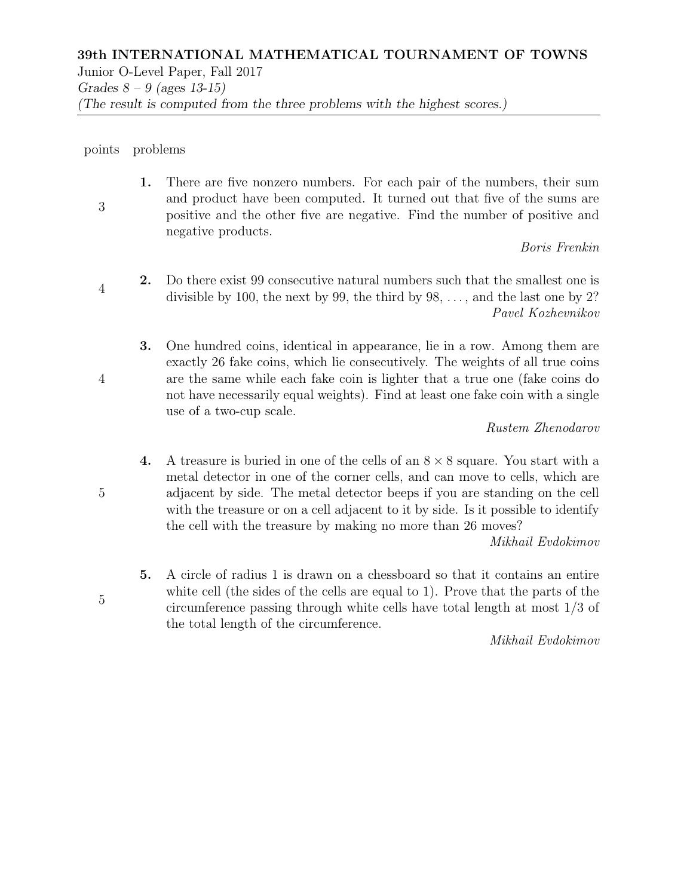**39th INTERNATIONAL MATHEMATICAL TOURNAMENT OF TOWNS**

Junior O-Level Paper, Fall 2017

*Grades 8 – 9 (ages 13-15)*

*(The result is computed from the three problems with the highest scores.)*

---

| points | problems |
| --- | --- |
| 3 | **1.** There are five nonzero numbers. For each pair of the numbers, their sum and product have been computed. It turned out that five of the sums are positive and the other five are negative. Find the number of positive and negative products. *Boris Frenkin* |
| 4 | **2.** Do there exist 99 consecutive natural numbers such that the smallest one is divisible by 100, the next by 99, the third by 98, ..., and the last one by 2? *Pavel Kozhevnikov* |
| 4 | **3.** One hundred coins, identical in appearance, lie in a row. Among them are exactly 26 fake coins, which lie consecutively. The weights of all true coins are the same while each fake coin is lighter that a true one (fake coins do not have necessarily equal weights). Find at least one fake coin with a single use of a two-cup scale. *Rustem Zhenodarov* |
| 5 | **4.** A treasure is buried in one of the cells of an $8 \times 8$ square. You start with a metal detector in one of the corner cells, and can move to cells, which are adjacent by side. The metal detector beeps if you are standing on the cell with the treasure or on a cell adjacent to it by side. Is it possible to identify the cell with the treasure by making no more than 26 moves? *Mikhail Evdokimov* |
| 5 | **5.** A circle of radius 1 is drawn on a chessboard so that it contains an entire white cell (the sides of the cells are equal to 1). Prove that the parts of the circumference passing through white cells have total length at most $1/3$ of the total length of the circumference. *Mikhail Evdokimov* |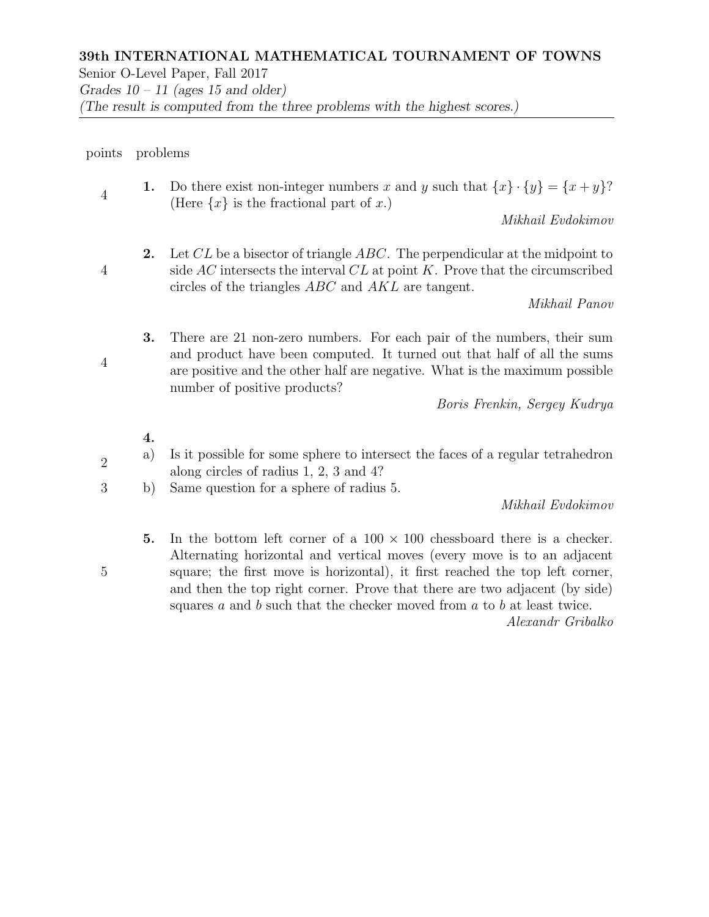**39th INTERNATIONAL MATHEMATICAL TOURNAMENT OF TOWNS**

Senior O-Level Paper, Fall 2017

*Grades 10 – 11 (ages 15 and older)*

*(The result is computed from the three problems with the highest scores.)*

---

| points | problems |
|---|---|
| 4 | **1.** Do there exist non-integer numbers $x$ and $y$ such that $\{x\} \cdot \{y\} = \{x + y\}$? (Here $\{x\}$ is the fractional part of $x$.) *Mikhail Evdokimov* |
| 4 | **2.** Let $CL$ be a bisector of triangle $ABC$. The perpendicular at the midpoint to side $AC$ intersects the interval $CL$ at point $K$. Prove that the circumscribed circles of the triangles $ABC$ and $AKL$ are tangent. *Mikhail Panov* |
| 4 | **3.** There are 21 non-zero numbers. For each pair of the numbers, their sum and product have been computed. It turned out that half of all the sums are positive and the other half are negative. What is the maximum possible number of positive products? *Boris Frenkin, Sergey Kudrya* |
| | **4.** |
| 2 | a) Is it possible for some sphere to intersect the faces of a regular tetrahedron along circles of radius 1, 2, 3 and 4? |
| 3 | b) Same question for a sphere of radius 5. *Mikhail Evdokimov* |
| 5 | **5.** In the bottom left corner of a $100 \times 100$ chessboard there is a checker. Alternating horizontal and vertical moves (every move is to an adjacent square; the first move is horizontal), it first reached the top left corner, and then the top right corner. Prove that there are two adjacent (by side) squares $a$ and $b$ such that the checker moved from $a$ to $b$ at least twice. *Alexandr Gribalko* |